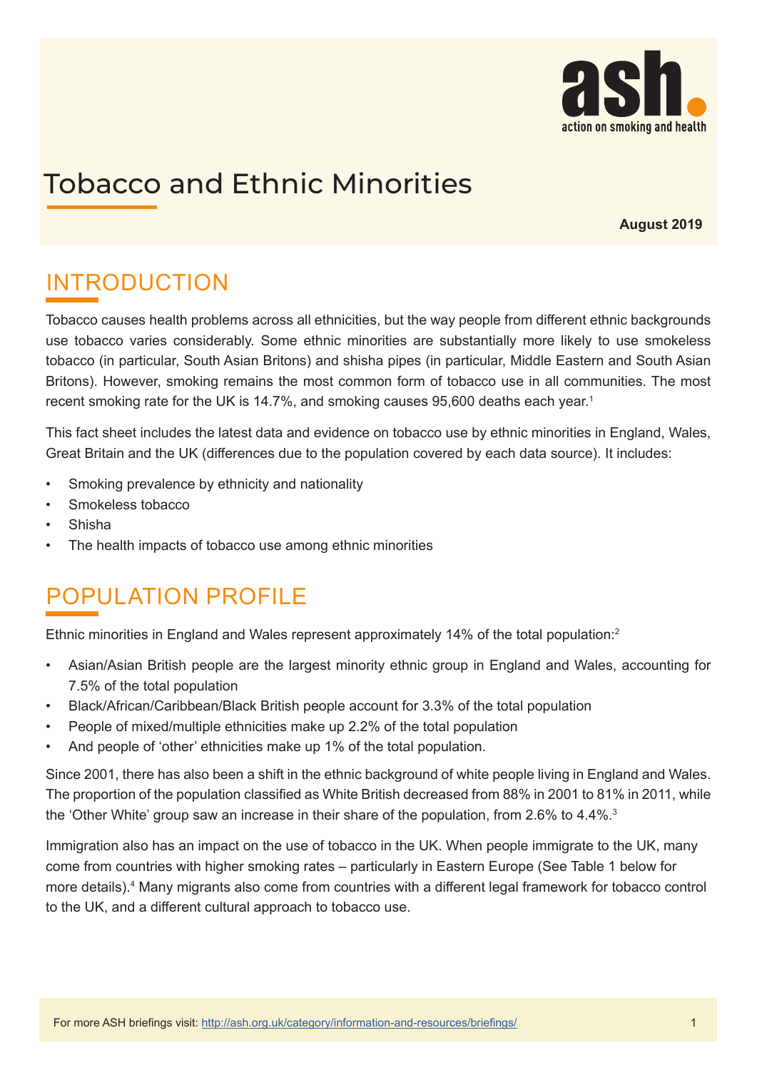# Tobacco and Ethnic Minorities

**August 2019**

## INTRODUCTION

Tobacco causes health problems across all ethnicities, but the way people from different ethnic backgrounds use tobacco varies considerably. Some ethnic minorities are substantially more likely to use smokeless tobacco (in particular, South Asian Britons) and shisha pipes (in particular, Middle Eastern and South Asian Britons). However, smoking remains the most common form of tobacco use in all communities. The most recent smoking rate for the UK is 14.7%, and smoking causes 95,600 deaths each year.[1]

This fact sheet includes the latest data and evidence on tobacco use by ethnic minorities in England, Wales, Great Britain and the UK (differences due to the population covered by each data source). It includes:

- Smoking prevalence by ethnicity and nationality
- Smokeless tobacco
- Shisha
- The health impacts of tobacco use among ethnic minorities

## POPULATION PROFILE

Ethnic minorities in England and Wales represent approximately 14% of the total population:[2]

- Asian/Asian British people are the largest minority ethnic group in England and Wales, accounting for 7.5% of the total population
- Black/African/Caribbean/Black British people account for 3.3% of the total population
- People of mixed/multiple ethnicities make up 2.2% of the total population
- And people of 'other' ethnicities make up 1% of the total population.

Since 2001, there has also been a shift in the ethnic background of white people living in England and Wales. The proportion of the population classified as White British decreased from 88% in 2001 to 81% in 2011, while the 'Other White' group saw an increase in their share of the population, from 2.6% to 4.4%.[3]

Immigration also has an impact on the use of tobacco in the UK. When people immigrate to the UK, many come from countries with higher smoking rates – particularly in Eastern Europe (See Table 1 below for more details).[4] Many migrants also come from countries with a different legal framework for tobacco control to the UK, and a different cultural approach to tobacco use.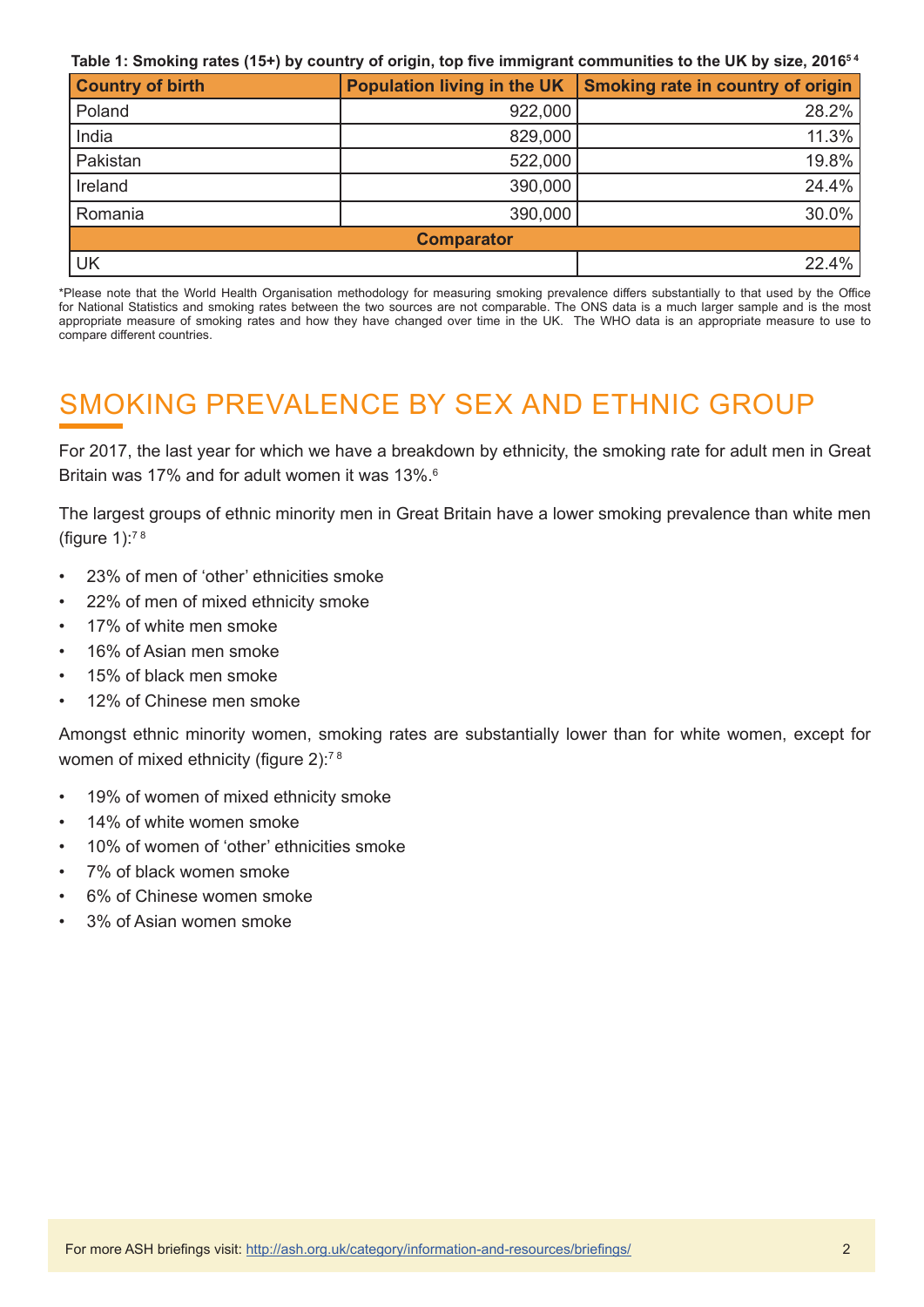**Table 1: Smoking rates (15+) by country of origin, top five immigrant communities to the UK by size, 2016**[5 4]

| Country of birth | Population living in the UK | Smoking rate in country of origin |
|---|---|---|
| Poland | 922,000 | 28.2% |
| India | 829,000 | 11.3% |
| Pakistan | 522,000 | 19.8% |
| Ireland | 390,000 | 24.4% |
| Romania | 390,000 | 30.0% |
| **Comparator** | | |
| UK | | 22.4% |

*Please note that the World Health Organisation methodology for measuring smoking prevalence differs substantially to that used by the Office for National Statistics and smoking rates between the two sources are not comparable. The ONS data is a much larger sample and is the most appropriate measure of smoking rates and how they have changed over time in the UK. The WHO data is an appropriate measure to use to compare different countries.

## SMOKING PREVALENCE BY SEX AND ETHNIC GROUP

For 2017, the last year for which we have a breakdown by ethnicity, the smoking rate for adult men in Great Britain was 17% and for adult women it was 13%.[6]

The largest groups of ethnic minority men in Great Britain have a lower smoking prevalence than white men (figure 1):[7 8]

- 23% of men of 'other' ethnicities smoke
- 22% of men of mixed ethnicity smoke
- 17% of white men smoke
- 16% of Asian men smoke
- 15% of black men smoke
- 12% of Chinese men smoke

Amongst ethnic minority women, smoking rates are substantially lower than for white women, except for women of mixed ethnicity (figure 2):[7 8]

- 19% of women of mixed ethnicity smoke
- 14% of white women smoke
- 10% of women of 'other' ethnicities smoke
- 7% of black women smoke
- 6% of Chinese women smoke
- 3% of Asian women smoke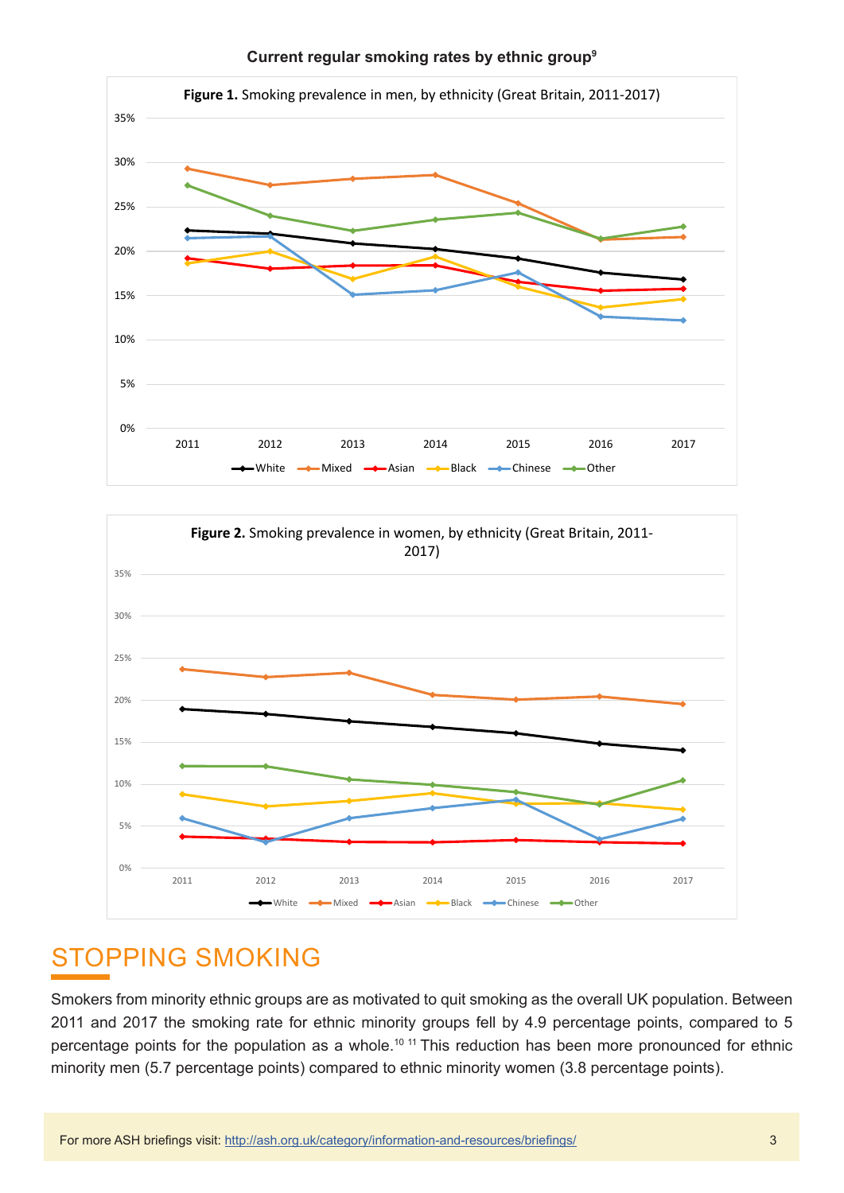**Current regular smoking rates by ethnic group**[9]

**Figure 1.** Smoking prevalence in men, by ethnicity (Great Britain, 2011-2017)

**Figure 2.** Smoking prevalence in women, by ethnicity (Great Britain, 2011-2017)

## STOPPING SMOKING

Smokers from minority ethnic groups are as motivated to quit smoking as the overall UK population. Between 2011 and 2017 the smoking rate for ethnic minority groups fell by 4.9 percentage points, compared to 5 percentage points for the population as a whole.[10 11] This reduction has been more pronounced for ethnic minority men (5.7 percentage points) compared to ethnic minority women (3.8 percentage points).

For more ASH briefings visit: http://ash.org.uk/category/information-and-resources/briefings/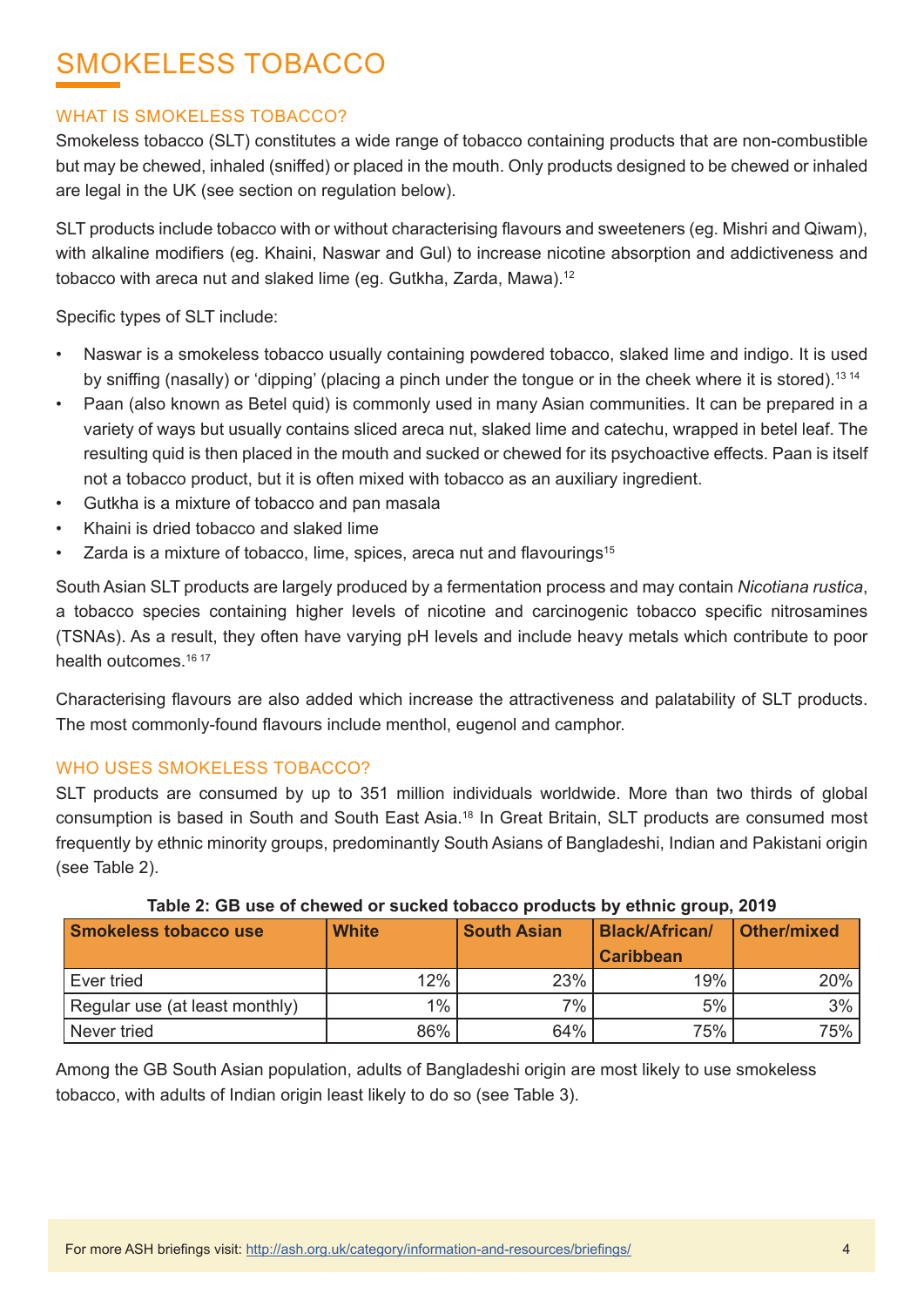# SMOKELESS TOBACCO

## WHAT IS SMOKELESS TOBACCO?

Smokeless tobacco (SLT) constitutes a wide range of tobacco containing products that are non-combustible but may be chewed, inhaled (sniffed) or placed in the mouth. Only products designed to be chewed or inhaled are legal in the UK (see section on regulation below).

SLT products include tobacco with or without characterising flavours and sweeteners (eg. Mishri and Qiwam), with alkaline modifiers (eg. Khaini, Naswar and Gul) to increase nicotine absorption and addictiveness and tobacco with areca nut and slaked lime (eg. Gutkha, Zarda, Mawa).[12]

Specific types of SLT include:

- Naswar is a smokeless tobacco usually containing powdered tobacco, slaked lime and indigo. It is used by sniffing (nasally) or 'dipping' (placing a pinch under the tongue or in the cheek where it is stored).[13 14]
- Paan (also known as Betel quid) is commonly used in many Asian communities. It can be prepared in a variety of ways but usually contains sliced areca nut, slaked lime and catechu, wrapped in betel leaf. The resulting quid is then placed in the mouth and sucked or chewed for its psychoactive effects. Paan is itself not a tobacco product, but it is often mixed with tobacco as an auxiliary ingredient.
- Gutkha is a mixture of tobacco and pan masala
- Khaini is dried tobacco and slaked lime
- Zarda is a mixture of tobacco, lime, spices, areca nut and flavourings[15]

South Asian SLT products are largely produced by a fermentation process and may contain *Nicotiana rustica*, a tobacco species containing higher levels of nicotine and carcinogenic tobacco specific nitrosamines (TSNAs). As a result, they often have varying pH levels and include heavy metals which contribute to poor health outcomes.[16 17]

Characterising flavours are also added which increase the attractiveness and palatability of SLT products. The most commonly-found flavours include menthol, eugenol and camphor.

## WHO USES SMOKELESS TOBACCO?

SLT products are consumed by up to 351 million individuals worldwide. More than two thirds of global consumption is based in South and South East Asia.[18] In Great Britain, SLT products are consumed most frequently by ethnic minority groups, predominantly South Asians of Bangladeshi, Indian and Pakistani origin (see Table 2).

**Table 2: GB use of chewed or sucked tobacco products by ethnic group, 2019**

| Smokeless tobacco use | White | South Asian | Black/African/Caribbean | Other/mixed |
|---|---|---|---|---|
| Ever tried | 12% | 23% | 19% | 20% |
| Regular use (at least monthly) | 1% | 7% | 5% | 3% |
| Never tried | 86% | 64% | 75% | 75% |

Among the GB South Asian population, adults of Bangladeshi origin are most likely to use smokeless tobacco, with adults of Indian origin least likely to do so (see Table 3).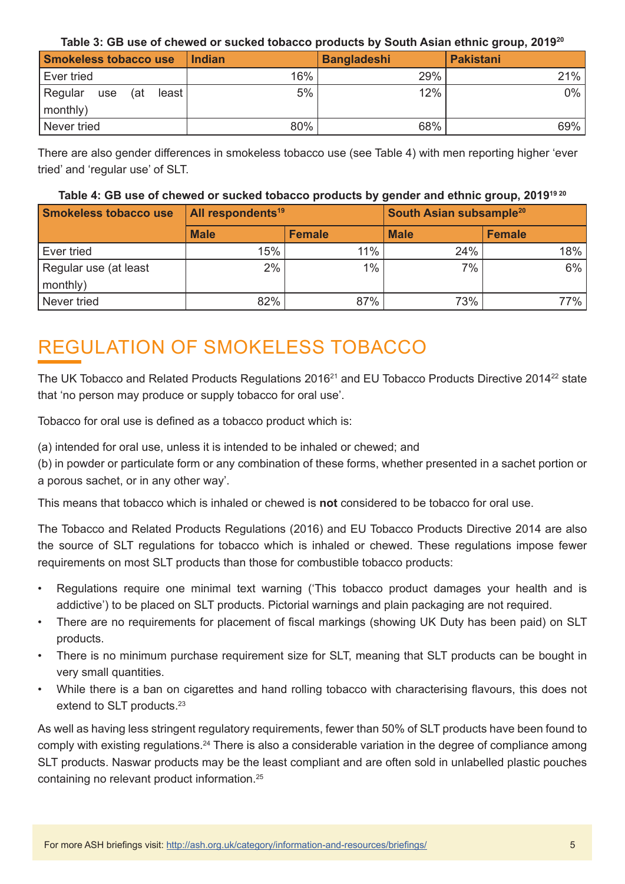**Table 3: GB use of chewed or sucked tobacco products by South Asian ethnic group, 2019[20]**

| Smokeless tobacco use | Indian | Bangladeshi | Pakistani |
|---|---|---|---|
| Ever tried | 16% | 29% | 21% |
| Regular use (at least monthly) | 5% | 12% | 0% |
| Never tried | 80% | 68% | 69% |

There are also gender differences in smokeless tobacco use (see Table 4) with men reporting higher 'ever tried' and 'regular use' of SLT.

**Table 4: GB use of chewed or sucked tobacco products by gender and ethnic group, 2019[19 20]**

| Smokeless tobacco use | All respondents[19] | | South Asian subsample[20] | |
|---|---|---|---|---|
| | Male | Female | Male | Female |
| Ever tried | 15% | 11% | 24% | 18% |
| Regular use (at least monthly) | 2% | 1% | 7% | 6% |
| Never tried | 82% | 87% | 73% | 77% |

# REGULATION OF SMOKELESS TOBACCO

The UK Tobacco and Related Products Regulations 2016[21] and EU Tobacco Products Directive 2014[22] state that 'no person may produce or supply tobacco for oral use'.

Tobacco for oral use is defined as a tobacco product which is:

(a) intended for oral use, unless it is intended to be inhaled or chewed; and
(b) in powder or particulate form or any combination of these forms, whether presented in a sachet portion or a porous sachet, or in any other way'.

This means that tobacco which is inhaled or chewed is **not** considered to be tobacco for oral use.

The Tobacco and Related Products Regulations (2016) and EU Tobacco Products Directive 2014 are also the source of SLT regulations for tobacco which is inhaled or chewed. These regulations impose fewer requirements on most SLT products than those for combustible tobacco products:

- Regulations require one minimal text warning ('This tobacco product damages your health and is addictive') to be placed on SLT products. Pictorial warnings and plain packaging are not required.
- There are no requirements for placement of fiscal markings (showing UK Duty has been paid) on SLT products.
- There is no minimum purchase requirement size for SLT, meaning that SLT products can be bought in very small quantities.
- While there is a ban on cigarettes and hand rolling tobacco with characterising flavours, this does not extend to SLT products.[23]

As well as having less stringent regulatory requirements, fewer than 50% of SLT products have been found to comply with existing regulations.[24] There is also a considerable variation in the degree of compliance among SLT products. Naswar products may be the least compliant and are often sold in unlabelled plastic pouches containing no relevant product information.[25]

For more ASH briefings visit: http://ash.org.uk/category/information-and-resources/briefings/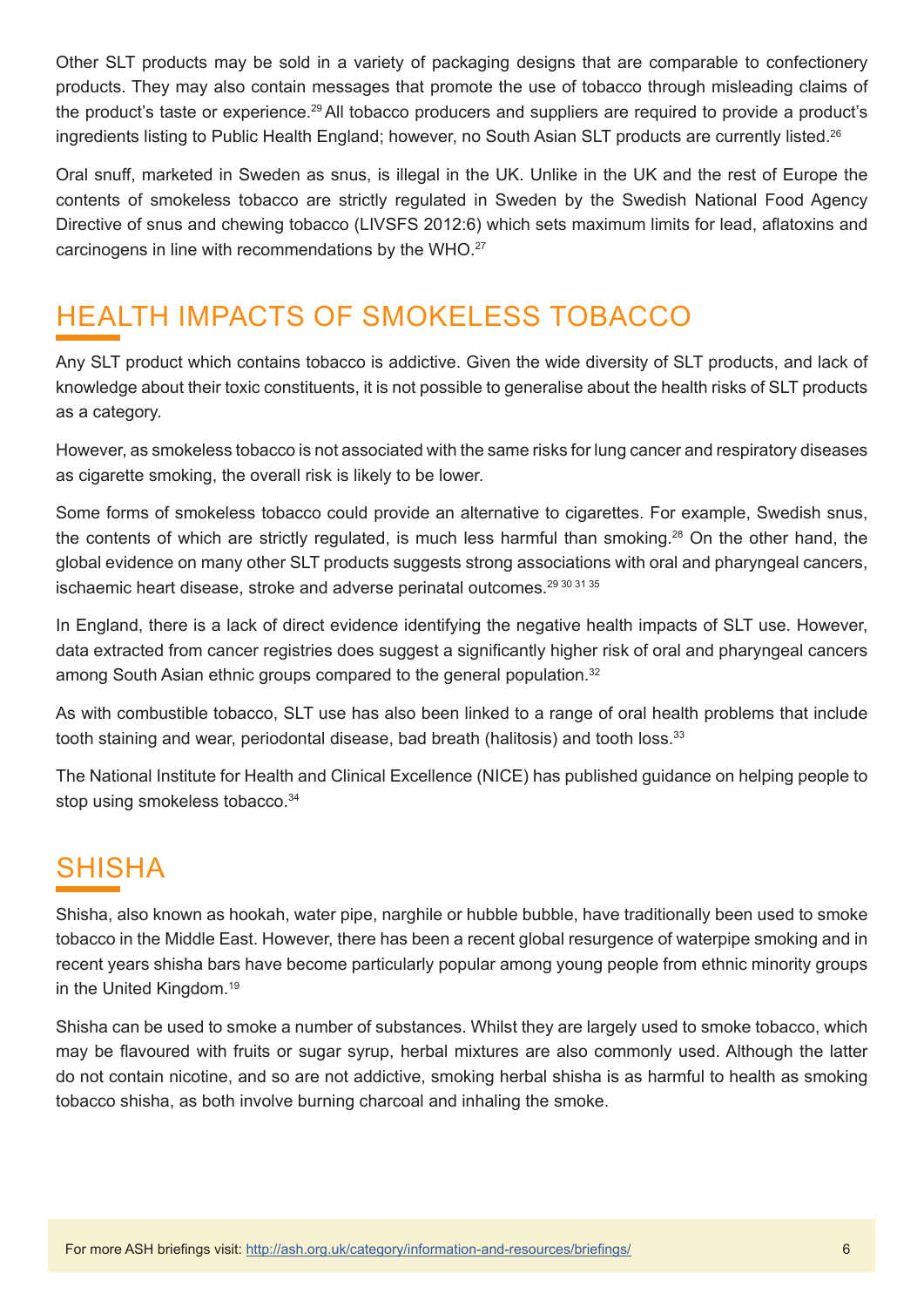Other SLT products may be sold in a variety of packaging designs that are comparable to confectionery products. They may also contain messages that promote the use of tobacco through misleading claims of the product's taste or experience.[29] All tobacco producers and suppliers are required to provide a product's ingredients listing to Public Health England; however, no South Asian SLT products are currently listed.[26]

Oral snuff, marketed in Sweden as snus, is illegal in the UK. Unlike in the UK and the rest of Europe the contents of smokeless tobacco are strictly regulated in Sweden by the Swedish National Food Agency Directive of snus and chewing tobacco (LIVSFS 2012:6) which sets maximum limits for lead, aflatoxins and carcinogens in line with recommendations by the WHO.[27]

## HEALTH IMPACTS OF SMOKELESS TOBACCO

Any SLT product which contains tobacco is addictive. Given the wide diversity of SLT products, and lack of knowledge about their toxic constituents, it is not possible to generalise about the health risks of SLT products as a category.

However, as smokeless tobacco is not associated with the same risks for lung cancer and respiratory diseases as cigarette smoking, the overall risk is likely to be lower.

Some forms of smokeless tobacco could provide an alternative to cigarettes. For example, Swedish snus, the contents of which are strictly regulated, is much less harmful than smoking.[28] On the other hand, the global evidence on many other SLT products suggests strong associations with oral and pharyngeal cancers, ischaemic heart disease, stroke and adverse perinatal outcomes.[29 30 31 35]

In England, there is a lack of direct evidence identifying the negative health impacts of SLT use. However, data extracted from cancer registries does suggest a significantly higher risk of oral and pharyngeal cancers among South Asian ethnic groups compared to the general population.[32]

As with combustible tobacco, SLT use has also been linked to a range of oral health problems that include tooth staining and wear, periodontal disease, bad breath (halitosis) and tooth loss.[33]

The National Institute for Health and Clinical Excellence (NICE) has published guidance on helping people to stop using smokeless tobacco.[34]

## SHISHA

Shisha, also known as hookah, water pipe, narghile or hubble bubble, have traditionally been used to smoke tobacco in the Middle East. However, there has been a recent global resurgence of waterpipe smoking and in recent years shisha bars have become particularly popular among young people from ethnic minority groups in the United Kingdom.[19]

Shisha can be used to smoke a number of substances. Whilst they are largely used to smoke tobacco, which may be flavoured with fruits or sugar syrup, herbal mixtures are also commonly used. Although the latter do not contain nicotine, and so are not addictive, smoking herbal shisha is as harmful to health as smoking tobacco shisha, as both involve burning charcoal and inhaling the smoke.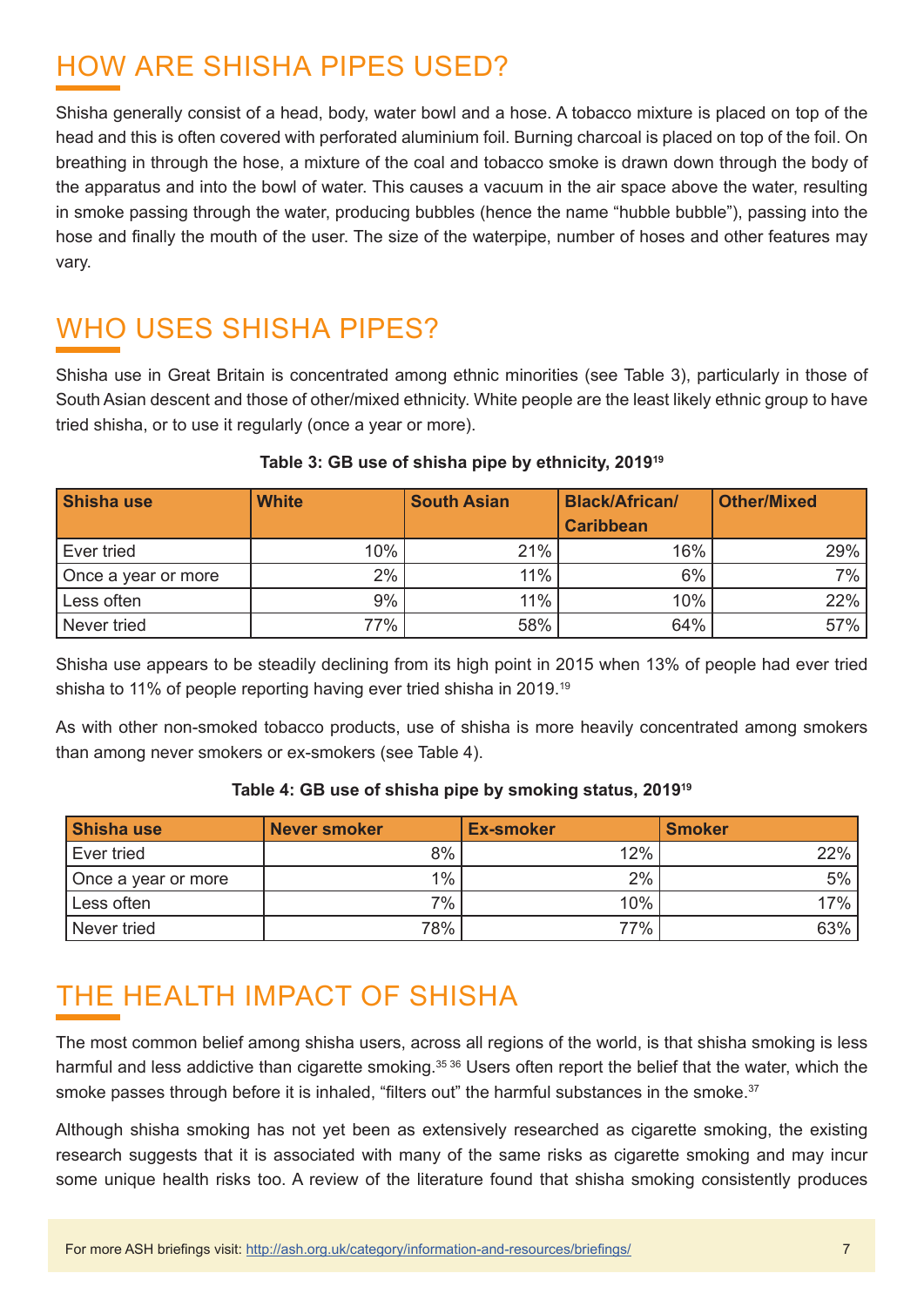## HOW ARE SHISHA PIPES USED?

Shisha generally consist of a head, body, water bowl and a hose. A tobacco mixture is placed on top of the head and this is often covered with perforated aluminium foil. Burning charcoal is placed on top of the foil. On breathing in through the hose, a mixture of the coal and tobacco smoke is drawn down through the body of the apparatus and into the bowl of water. This causes a vacuum in the air space above the water, resulting in smoke passing through the water, producing bubbles (hence the name "hubble bubble"), passing into the hose and finally the mouth of the user. The size of the waterpipe, number of hoses and other features may vary.

## WHO USES SHISHA PIPES?

Shisha use in Great Britain is concentrated among ethnic minorities (see Table 3), particularly in those of South Asian descent and those of other/mixed ethnicity. White people are the least likely ethnic group to have tried shisha, or to use it regularly (once a year or more).

**Table 3: GB use of shisha pipe by ethnicity, 2019**[19]

| Shisha use | White | South Asian | Black/African/ Caribbean | Other/Mixed |
|---|---|---|---|---|
| Ever tried | 10% | 21% | 16% | 29% |
| Once a year or more | 2% | 11% | 6% | 7% |
| Less often | 9% | 11% | 10% | 22% |
| Never tried | 77% | 58% | 64% | 57% |

Shisha use appears to be steadily declining from its high point in 2015 when 13% of people had ever tried shisha to 11% of people reporting having ever tried shisha in 2019.[19]

As with other non-smoked tobacco products, use of shisha is more heavily concentrated among smokers than among never smokers or ex-smokers (see Table 4).

**Table 4: GB use of shisha pipe by smoking status, 2019**[19]

| Shisha use | Never smoker | Ex-smoker | Smoker |
|---|---|---|---|
| Ever tried | 8% | 12% | 22% |
| Once a year or more | 1% | 2% | 5% |
| Less often | 7% | 10% | 17% |
| Never tried | 78% | 77% | 63% |

## THE HEALTH IMPACT OF SHISHA

The most common belief among shisha users, across all regions of the world, is that shisha smoking is less harmful and less addictive than cigarette smoking.[35,36] Users often report the belief that the water, which the smoke passes through before it is inhaled, "filters out" the harmful substances in the smoke.[37]

Although shisha smoking has not yet been as extensively researched as cigarette smoking, the existing research suggests that it is associated with many of the same risks as cigarette smoking and may incur some unique health risks too. A review of the literature found that shisha smoking consistently produces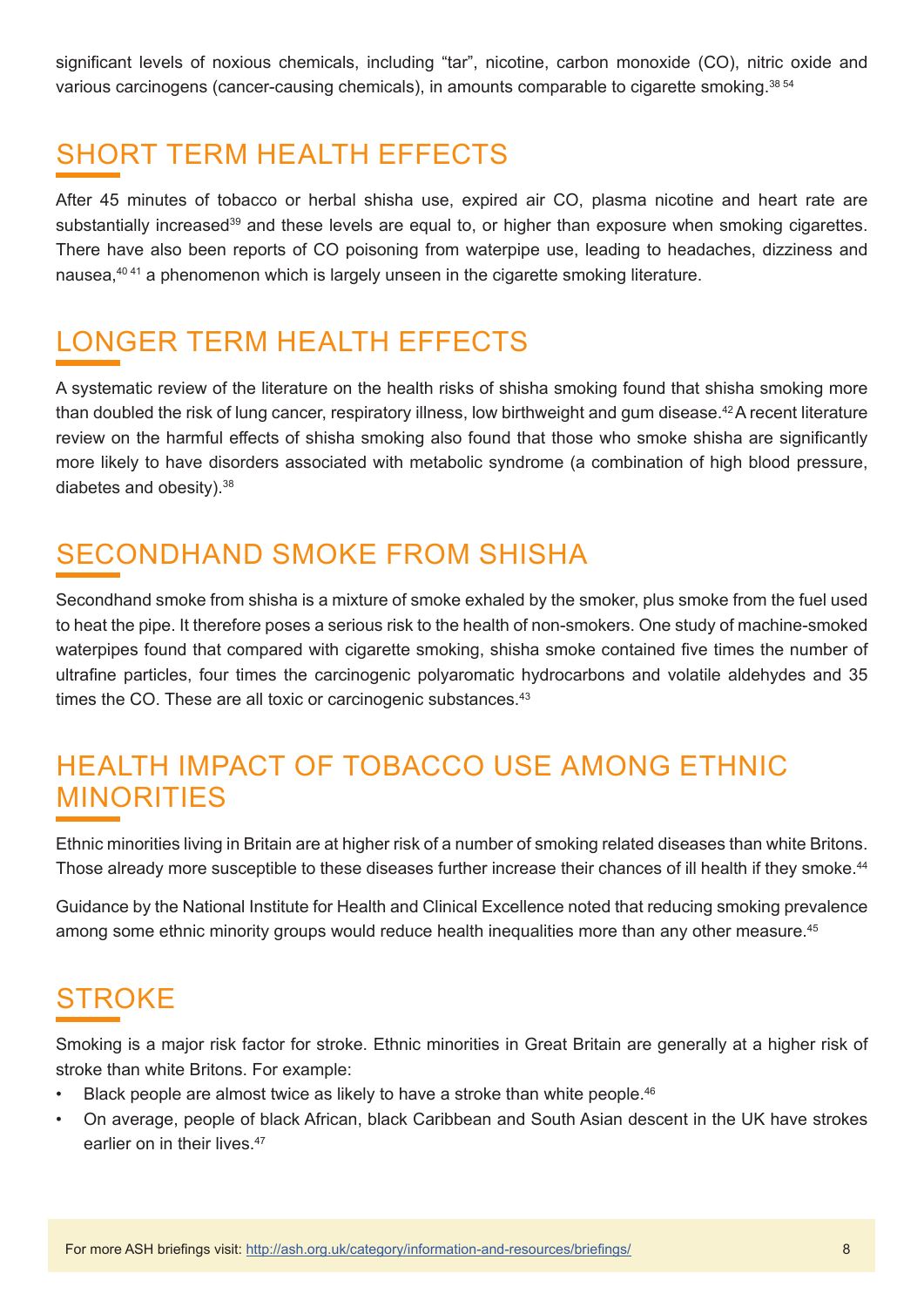significant levels of noxious chemicals, including "tar", nicotine, carbon monoxide (CO), nitric oxide and various carcinogens (cancer-causing chemicals), in amounts comparable to cigarette smoking.[38 54]

## SHORT TERM HEALTH EFFECTS

After 45 minutes of tobacco or herbal shisha use, expired air CO, plasma nicotine and heart rate are substantially increased[39] and these levels are equal to, or higher than exposure when smoking cigarettes. There have also been reports of CO poisoning from waterpipe use, leading to headaches, dizziness and nausea,[40 41] a phenomenon which is largely unseen in the cigarette smoking literature.

## LONGER TERM HEALTH EFFECTS

A systematic review of the literature on the health risks of shisha smoking found that shisha smoking more than doubled the risk of lung cancer, respiratory illness, low birthweight and gum disease.[42] A recent literature review on the harmful effects of shisha smoking also found that those who smoke shisha are significantly more likely to have disorders associated with metabolic syndrome (a combination of high blood pressure, diabetes and obesity).[38]

## SECONDHAND SMOKE FROM SHISHA

Secondhand smoke from shisha is a mixture of smoke exhaled by the smoker, plus smoke from the fuel used to heat the pipe. It therefore poses a serious risk to the health of non-smokers. One study of machine-smoked waterpipes found that compared with cigarette smoking, shisha smoke contained five times the number of ultrafine particles, four times the carcinogenic polyaromatic hydrocarbons and volatile aldehydes and 35 times the CO. These are all toxic or carcinogenic substances.[43]

## HEALTH IMPACT OF TOBACCO USE AMONG ETHNIC MINORITIES

Ethnic minorities living in Britain are at higher risk of a number of smoking related diseases than white Britons. Those already more susceptible to these diseases further increase their chances of ill health if they smoke.[44]

Guidance by the National Institute for Health and Clinical Excellence noted that reducing smoking prevalence among some ethnic minority groups would reduce health inequalities more than any other measure.[45]

## STROKE

Smoking is a major risk factor for stroke. Ethnic minorities in Great Britain are generally at a higher risk of stroke than white Britons. For example:

- Black people are almost twice as likely to have a stroke than white people.[46]
- On average, people of black African, black Caribbean and South Asian descent in the UK have strokes earlier on in their lives.[47]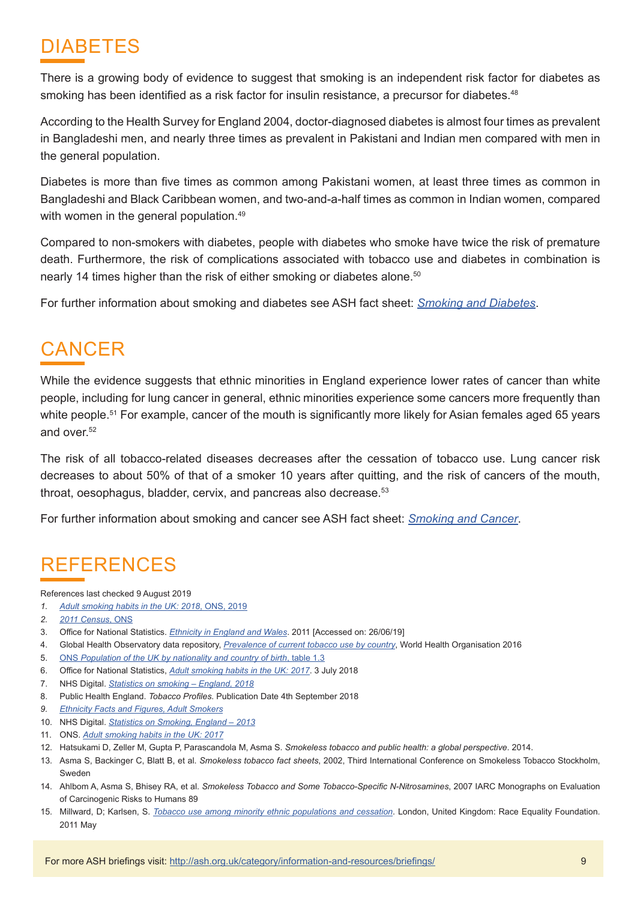## DIABETES

There is a growing body of evidence to suggest that smoking is an independent risk factor for diabetes as smoking has been identified as a risk factor for insulin resistance, a precursor for diabetes.[48]

According to the Health Survey for England 2004, doctor-diagnosed diabetes is almost four times as prevalent in Bangladeshi men, and nearly three times as prevalent in Pakistani and Indian men compared with men in the general population.

Diabetes is more than five times as common among Pakistani women, at least three times as common in Bangladeshi and Black Caribbean women, and two-and-a-half times as common in Indian women, compared with women in the general population.[49]

Compared to non-smokers with diabetes, people with diabetes who smoke have twice the risk of premature death. Furthermore, the risk of complications associated with tobacco use and diabetes in combination is nearly 14 times higher than the risk of either smoking or diabetes alone.[50]

For further information about smoking and diabetes see ASH fact sheet: *Smoking and Diabetes*.

## CANCER

While the evidence suggests that ethnic minorities in England experience lower rates of cancer than white people, including for lung cancer in general, ethnic minorities experience some cancers more frequently than white people.[51] For example, cancer of the mouth is significantly more likely for Asian females aged 65 years and over.[52]

The risk of all tobacco-related diseases decreases after the cessation of tobacco use. Lung cancer risk decreases to about 50% of that of a smoker 10 years after quitting, and the risk of cancers of the mouth, throat, oesophagus, bladder, cervix, and pancreas also decrease.[53]

For further information about smoking and cancer see ASH fact sheet: *Smoking and Cancer*.

## REFERENCES

References last checked 9 August 2019

1. *Adult smoking habits in the UK: 2018*, ONS, 2019
2. *2011 Census*, ONS
3. Office for National Statistics. *Ethnicity in England and Wales*. 2011 [Accessed on: 26/06/19]
4. Global Health Observatory data repository, *Prevalence of current tobacco use by country*, World Health Organisation 2016
5. ONS *Population of the UK by nationality and country of birth*, table 1.3
6. Office for National Statistics, *Adult smoking habits in the UK: 2017*. 3 July 2018
7. NHS Digital. *Statistics on smoking – England, 2018*
8. Public Health England. *Tobacco Profiles.* Publication Date 4th September 2018
9. *Ethnicity Facts and Figures, Adult Smokers*
10. NHS Digital. *Statistics on Smoking, England – 2013*
11. ONS. *Adult smoking habits in the UK: 2017*
12. Hatsukami D, Zeller M, Gupta P, Parascandola M, Asma S. *Smokeless tobacco and public health: a global perspective*. 2014.
13. Asma S, Backinger C, Blatt B, et al. *Smokeless tobacco fact sheets*, 2002, Third International Conference on Smokeless Tobacco Stockholm, Sweden
14. Ahlbom A, Asma S, Bhisey RA, et al. *Smokeless Tobacco and Some Tobacco-Specific N-Nitrosamines*, 2007 IARC Monographs on Evaluation of Carcinogenic Risks to Humans 89
15. Millward, D; Karlsen, S. *Tobacco use among minority ethnic populations and cessation*. London, United Kingdom: Race Equality Foundation. 2011 May

For more ASH briefings visit: http://ash.org.uk/category/information-and-resources/briefings/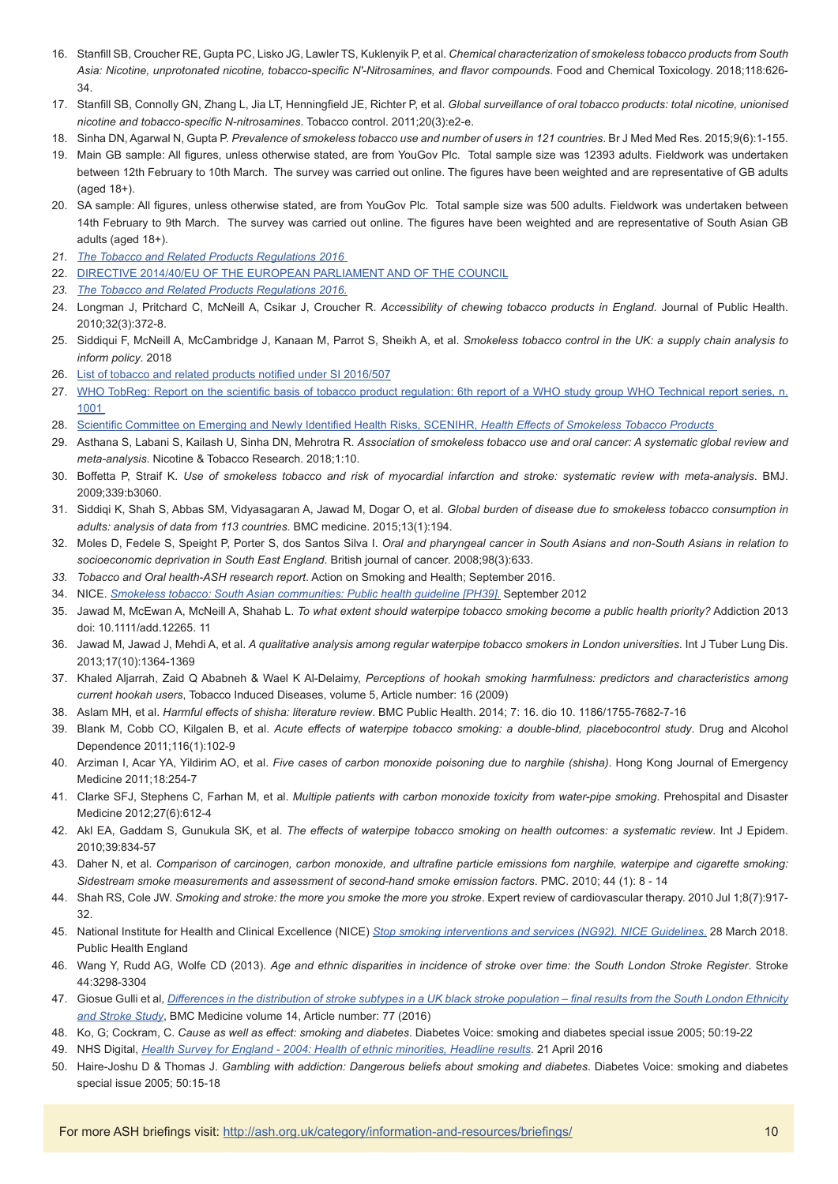16. Stanfill SB, Croucher RE, Gupta PC, Lisko JG, Lawler TS, Kuklenyik P, et al. *Chemical characterization of smokeless tobacco products from South Asia: Nicotine, unprotonated nicotine, tobacco-specific N'-Nitrosamines, and flavor compounds*. Food and Chemical Toxicology. 2018;118:626-34.
17. Stanfill SB, Connolly GN, Zhang L, Jia LT, Henningfield JE, Richter P, et al. *Global surveillance of oral tobacco products: total nicotine, unionised nicotine and tobacco-specific N-nitrosamines*. Tobacco control. 2011;20(3):e2-e.
18. Sinha DN, Agarwal N, Gupta P. *Prevalence of smokeless tobacco use and number of users in 121 countries*. Br J Med Med Res. 2015;9(6):1-155.
19. Main GB sample: All figures, unless otherwise stated, are from YouGov Plc. Total sample size was 12393 adults. Fieldwork was undertaken between 12th February to 10th March. The survey was carried out online. The figures have been weighted and are representative of GB adults (aged 18+).
20. SA sample: All figures, unless otherwise stated, are from YouGov Plc. Total sample size was 500 adults. Fieldwork was undertaken between 14th February to 9th March. The survey was carried out online. The figures have been weighted and are representative of South Asian GB adults (aged 18+).
21. *The Tobacco and Related Products Regulations 2016*
22. DIRECTIVE 2014/40/EU OF THE EUROPEAN PARLIAMENT AND OF THE COUNCIL
23. *The Tobacco and Related Products Regulations 2016.*
24. Longman J, Pritchard C, McNeill A, Csikar J, Croucher R. *Accessibility of chewing tobacco products in England*. Journal of Public Health. 2010;32(3):372-8.
25. Siddiqui F, McNeill A, McCambridge J, Kanaan M, Parrot S, Sheikh A, et al. *Smokeless tobacco control in the UK: a supply chain analysis to inform policy*. 2018
26. List of tobacco and related products notified under SI 2016/507
27. WHO TobReg: Report on the scientific basis of tobacco product regulation: 6th report of a WHO study group WHO Technical report series, n. 1001
28. Scientific Committee on Emerging and Newly Identified Health Risks, SCENIHR, *Health Effects of Smokeless Tobacco Products*
29. Asthana S, Labani S, Kailash U, Sinha DN, Mehrotra R. *Association of smokeless tobacco use and oral cancer: A systematic global review and meta-analysis*. Nicotine & Tobacco Research. 2018;1:10.
30. Boffetta P, Straif K. *Use of smokeless tobacco and risk of myocardial infarction and stroke: systematic review with meta-analysis*. BMJ. 2009;339:b3060.
31. Siddiqi K, Shah S, Abbas SM, Vidyasagaran A, Jawad M, Dogar O, et al. *Global burden of disease due to smokeless tobacco consumption in adults: analysis of data from 113 countries*. BMC medicine. 2015;13(1):194.
32. Moles D, Fedele S, Speight P, Porter S, dos Santos Silva I. *Oral and pharyngeal cancer in South Asians and non-South Asians in relation to socioeconomic deprivation in South East England*. British journal of cancer. 2008;98(3):633.
33. *Tobacco and Oral health-ASH research report*. Action on Smoking and Health; September 2016.
34. NICE. *Smokeless tobacco: South Asian communities: Public health guideline [PH39].* September 2012
35. Jawad M, McEwan A, McNeill A, Shahab L. *To what extent should waterpipe tobacco smoking become a public health priority?* Addiction 2013 doi: 10.1111/add.12265. 11
36. Jawad M, Jawad J, Mehdi A, et al. *A qualitative analysis among regular waterpipe tobacco smokers in London universities*. Int J Tuber Lung Dis. 2013;17(10):1364-1369
37. Khaled Aljarrah, Zaid Q Ababneh & Wael K Al-Delaimy, *Perceptions of hookah smoking harmfulness: predictors and characteristics among current hookah users*, Tobacco Induced Diseases, volume 5, Article number: 16 (2009)
38. Aslam MH, et al. *Harmful effects of shisha: literature review*. BMC Public Health. 2014; 7: 16. dio 10. 1186/1755-7682-7-16
39. Blank M, Cobb CO, Kilgalen B, et al. *Acute effects of waterpipe tobacco smoking: a double-blind, placebocontrol study*. Drug and Alcohol Dependence 2011;116(1):102-9
40. Arziman I, Acar YA, Yildirim AO, et al. *Five cases of carbon monoxide poisoning due to narghile (shisha)*. Hong Kong Journal of Emergency Medicine 2011;18:254-7
41. Clarke SFJ, Stephens C, Farhan M, et al. *Multiple patients with carbon monoxide toxicity from water-pipe smoking*. Prehospital and Disaster Medicine 2012;27(6):612-4
42. Akl EA, Gaddam S, Gunukula SK, et al. *The effects of waterpipe tobacco smoking on health outcomes: a systematic review*. Int J Epidem. 2010;39:834-57
43. Daher N, et al. *Comparison of carcinogen, carbon monoxide, and ultrafine particle emissions fom narghile, waterpipe and cigarette smoking: Sidestream smoke measurements and assessment of second-hand smoke emission factors*. PMC. 2010; 44 (1): 8 - 14
44. Shah RS, Cole JW. *Smoking and stroke: the more you smoke the more you stroke*. Expert review of cardiovascular therapy. 2010 Jul 1;8(7):917-32.
45. National Institute for Health and Clinical Excellence (NICE) *Stop smoking interventions and services (NG92). NICE Guidelines.* 28 March 2018. Public Health England
46. Wang Y, Rudd AG, Wolfe CD (2013). *Age and ethnic disparities in incidence of stroke over time: the South London Stroke Register*. Stroke 44:3298-3304
47. Giosue Gulli et al, *Differences in the distribution of stroke subtypes in a UK black stroke population – final results from the South London Ethnicity and Stroke Study*, BMC Medicine volume 14, Article number: 77 (2016)
48. Ko, G; Cockram, C. *Cause as well as effect: smoking and diabetes*. Diabetes Voice: smoking and diabetes special issue 2005; 50:19-22
49. NHS Digital, *Health Survey for England - 2004: Health of ethnic minorities, Headline results*. 21 April 2016
50. Haire-Joshu D & Thomas J. *Gambling with addiction: Dangerous beliefs about smoking and diabetes*. Diabetes Voice: smoking and diabetes special issue 2005; 50:15-18

For more ASH briefings visit: http://ash.org.uk/category/information-and-resources/briefings/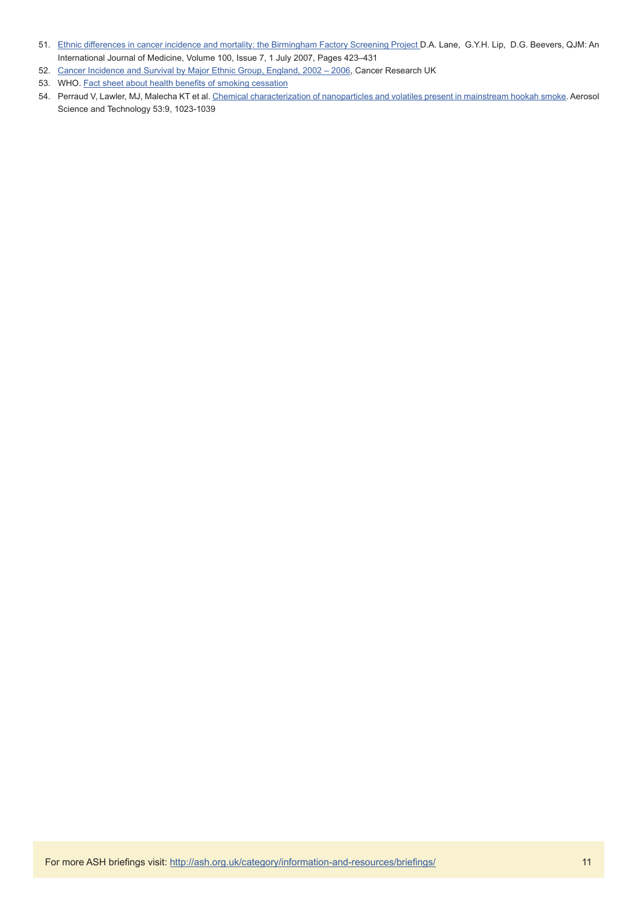51. Ethnic differences in cancer incidence and mortality: the Birmingham Factory Screening Project D.A. Lane, G.Y.H. Lip, D.G. Beevers, QJM: An International Journal of Medicine, Volume 100, Issue 7, 1 July 2007, Pages 423–431
52. Cancer Incidence and Survival by Major Ethnic Group, England, 2002 – 2006, Cancer Research UK
53. WHO. Fact sheet about health benefits of smoking cessation
54. Perraud V, Lawler, MJ, Malecha KT et al. Chemical characterization of nanoparticles and volatiles present in mainstream hookah smoke. Aerosol Science and Technology 53:9, 1023-1039

For more ASH briefings visit: http://ash.org.uk/category/information-and-resources/briefings/